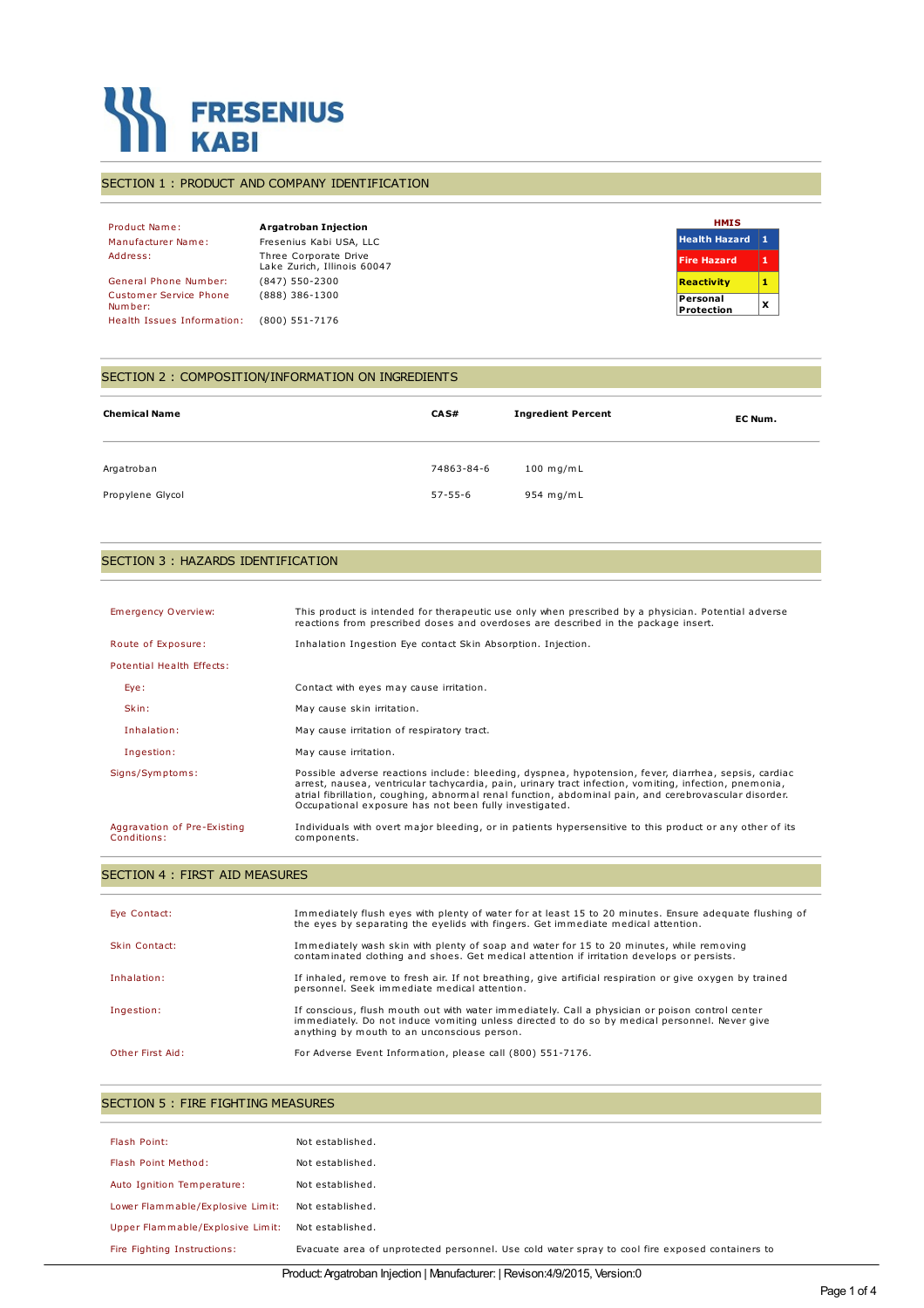FRESENIUS KABI

## SECTION 1 : PRODUCT AND COMPANY IDENTIFICATION

| | |
|---|---|
| Product Name: | **Argatroban Injection** |
| Manufacturer Name: | Fresenius Kabi USA, LLC |
| Address: | Three Corporate Drive Lake Zurich, Illinois 60047 |
| General Phone Number: | (847) 550-2300 |
| Customer Service Phone Number: | (888) 386-1300 |
| Health Issues Information: | (800) 551-7176 |

**HMIS**

| | |
|---|---|
| Health Hazard | 1 |
| Fire Hazard | 1 |
| Reactivity | 1 |
| Personal Protection | X |

## SECTION 2 : COMPOSITION/INFORMATION ON INGREDIENTS

| Chemical Name | CAS# | Ingredient Percent | EC Num. |
|---|---|---|---|
| Argatroban | 74863-84-6 | 100 mg/mL | |
| Propylene Glycol | 57-55-6 | 954 mg/mL | |

## SECTION 3 : HAZARDS IDENTIFICATION

| | |
|---|---|
| Emergency Overview: | This product is intended for therapeutic use only when prescribed by a physician. Potential adverse reactions from prescribed doses and overdoses are described in the package insert. |
| Route of Exposure: | Inhalation Ingestion Eye contact Skin Absorption. Injection. |
| Potential Health Effects: | |
| Eye: | Contact with eyes may cause irritation. |
| Skin: | May cause skin irritation. |
| Inhalation: | May cause irritation of respiratory tract. |
| Ingestion: | May cause irritation. |
| Signs/Symptoms: | Possible adverse reactions include: bleeding, dyspnea, hypotension, fever, diarrhea, sepsis, cardiac arrest, nausea, ventricular tachycardia, pain, urinary tract infection, vomiting, infection, pnemonia, atrial fibrillation, coughing, abnormal renal function, abdominal pain, and cerebrovascular disorder. Occupational exposure has not been fully investigated. |
| Aggravation of Pre-Existing Conditions: | Individuals with overt major bleeding, or in patients hypersensitive to this product or any other of its components. |

## SECTION 4 : FIRST AID MEASURES

| | |
|---|---|
| Eye Contact: | Immediately flush eyes with plenty of water for at least 15 to 20 minutes. Ensure adequate flushing of the eyes by separating the eyelids with fingers. Get immediate medical attention. |
| Skin Contact: | Immediately wash skin with plenty of soap and water for 15 to 20 minutes, while removing contaminated clothing and shoes. Get medical attention if irritation develops or persists. |
| Inhalation: | If inhaled, remove to fresh air. If not breathing, give artificial respiration or give oxygen by trained personnel. Seek immediate medical attention. |
| Ingestion: | If conscious, flush mouth out with water immediately. Call a physician or poison control center immediately. Do not induce vomiting unless directed to do so by medical personnel. Never give anything by mouth to an unconscious person. |
| Other First Aid: | For Adverse Event Information, please call (800) 551-7176. |

## SECTION 5 : FIRE FIGHTING MEASURES

| | |
|---|---|
| Flash Point: | Not established. |
| Flash Point Method: | Not established. |
| Auto Ignition Temperature: | Not established. |
| Lower Flammable/Explosive Limit: | Not established. |
| Upper Flammable/Explosive Limit: | Not established. |
| Fire Fighting Instructions: | Evacuate area of unprotected personnel. Use cold water spray to cool fire exposed containers to |

Product: Argatroban Injection | Manufacturer: | Revison:4/9/2015, Version:0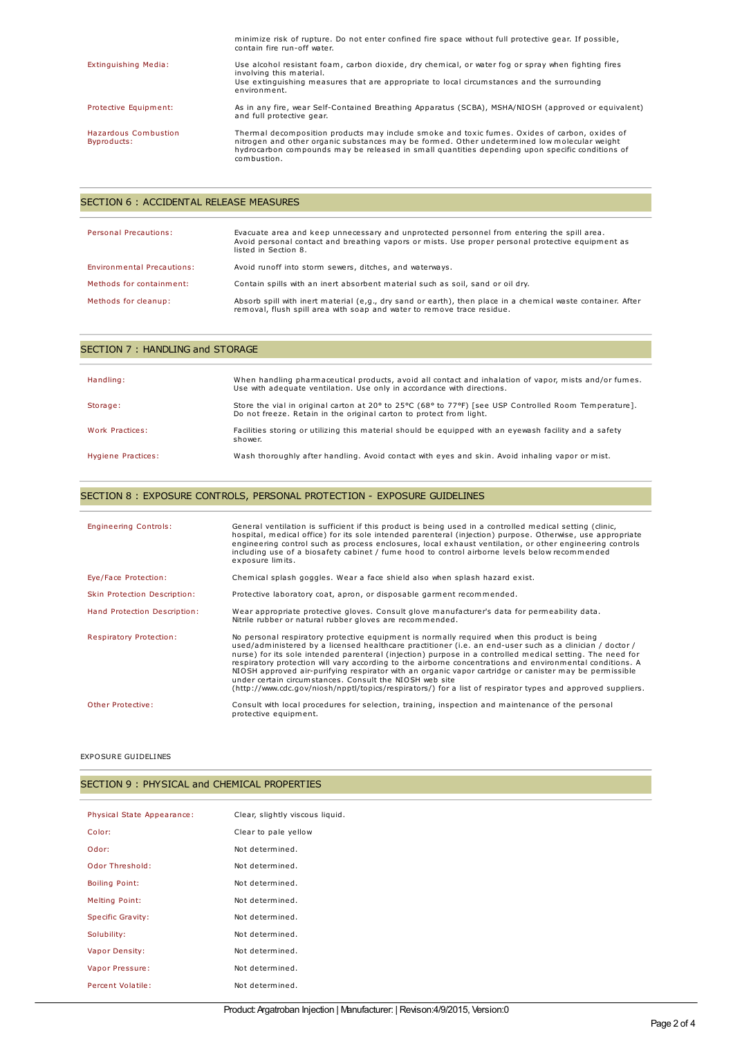| | |
|---|---|
| | minimize risk of rupture. Do not enter confined fire space without full protective gear. If possible, contain fire run-off water. |
| Extinguishing Media: | Use alcohol resistant foam, carbon dioxide, dry chemical, or water fog or spray when fighting fires involving this material.<br>Use extinguishing measures that are appropriate to local circumstances and the surrounding environment. |
| Protective Equipment: | As in any fire, wear Self-Contained Breathing Apparatus (SCBA), MSHA/NIOSH (approved or equivalent) and full protective gear. |
| Hazardous Combustion Byproducts: | Thermal decomposition products may include smoke and toxic fumes. Oxides of carbon, oxides of nitrogen and other organic substances may be formed. Other undetermined low molecular weight hydrocarbon compounds may be released in small quantities depending upon specific conditions of combustion. |

## SECTION 6 : ACCIDENTAL RELEASE MEASURES

| | |
|---|---|
| Personal Precautions: | Evacuate area and keep unnecessary and unprotected personnel from entering the spill area.<br>Avoid personal contact and breathing vapors or mists. Use proper personal protective equipment as listed in Section 8. |
| Environmental Precautions: | Avoid runoff into storm sewers, ditches, and waterways. |
| Methods for containment: | Contain spills with an inert absorbent material such as soil, sand or oil dry. |
| Methods for cleanup: | Absorb spill with inert material (e,g., dry sand or earth), then place in a chemical waste container. After removal, flush spill area with soap and water to remove trace residue. |

## SECTION 7 : HANDLING and STORAGE

| | |
|---|---|
| Handling: | When handling pharmaceutical products, avoid all contact and inhalation of vapor, mists and/or fumes. Use with adequate ventilation. Use only in accordance with directions. |
| Storage: | Store the vial in original carton at 20° to 25°C (68° to 77°F) [see USP Controlled Room Temperature]. Do not freeze. Retain in the original carton to protect from light. |
| Work Practices: | Facilities storing or utilizing this material should be equipped with an eyewash facility and a safety shower. |
| Hygiene Practices: | Wash thoroughly after handling. Avoid contact with eyes and skin. Avoid inhaling vapor or mist. |

## SECTION 8 : EXPOSURE CONTROLS, PERSONAL PROTECTION - EXPOSURE GUIDELINES

| | |
|---|---|
| Engineering Controls: | General ventilation is sufficient if this product is being used in a controlled medical setting (clinic, hospital, medical office) for its sole intended parenteral (injection) purpose. Otherwise, use appropriate engineering control such as process enclosures, local exhaust ventilation, or other engineering controls including use of a biosafety cabinet / fume hood to control airborne levels below recommended exposure limits. |
| Eye/Face Protection: | Chemical splash goggles. Wear a face shield also when splash hazard exist. |
| Skin Protection Description: | Protective laboratory coat, apron, or disposable garment recommended. |
| Hand Protection Description: | Wear appropriate protective gloves. Consult glove manufacturer's data for permeability data.<br>Nitrile rubber or natural rubber gloves are recommended. |
| Respiratory Protection: | No personal respiratory protective equipment is normally required when this product is being used/administered by a licensed healthcare practitioner (i.e. an end-user such as a clinician / doctor / nurse) for its sole intended parenteral (injection) purpose in a controlled medical setting. The need for respiratory protection will vary according to the airborne concentrations and environmental conditions. A NIOSH approved air-purifying respirator with an organic vapor cartridge or canister may be permissible under certain circumstances. Consult the NIOSH web site (http://www.cdc.gov/niosh/npptl/topics/respirators/) for a list of respirator types and approved suppliers. |
| Other Protective: | Consult with local procedures for selection, training, inspection and maintenance of the personal protective equipment. |

EXPOSURE GUIDELINES

## SECTION 9 : PHYSICAL and CHEMICAL PROPERTIES

| | |
|---|---|
| Physical State Appearance: | Clear, slightly viscous liquid. |
| Color: | Clear to pale yellow |
| Odor: | Not determined. |
| Odor Threshold: | Not determined. |
| Boiling Point: | Not determined. |
| Melting Point: | Not determined. |
| Specific Gravity: | Not determined. |
| Solubility: | Not determined. |
| Vapor Density: | Not determined. |
| Vapor Pressure: | Not determined. |
| Percent Volatile: | Not determined. |

Product: Argatroban Injection | Manufacturer: | Revison:4/9/2015, Version:0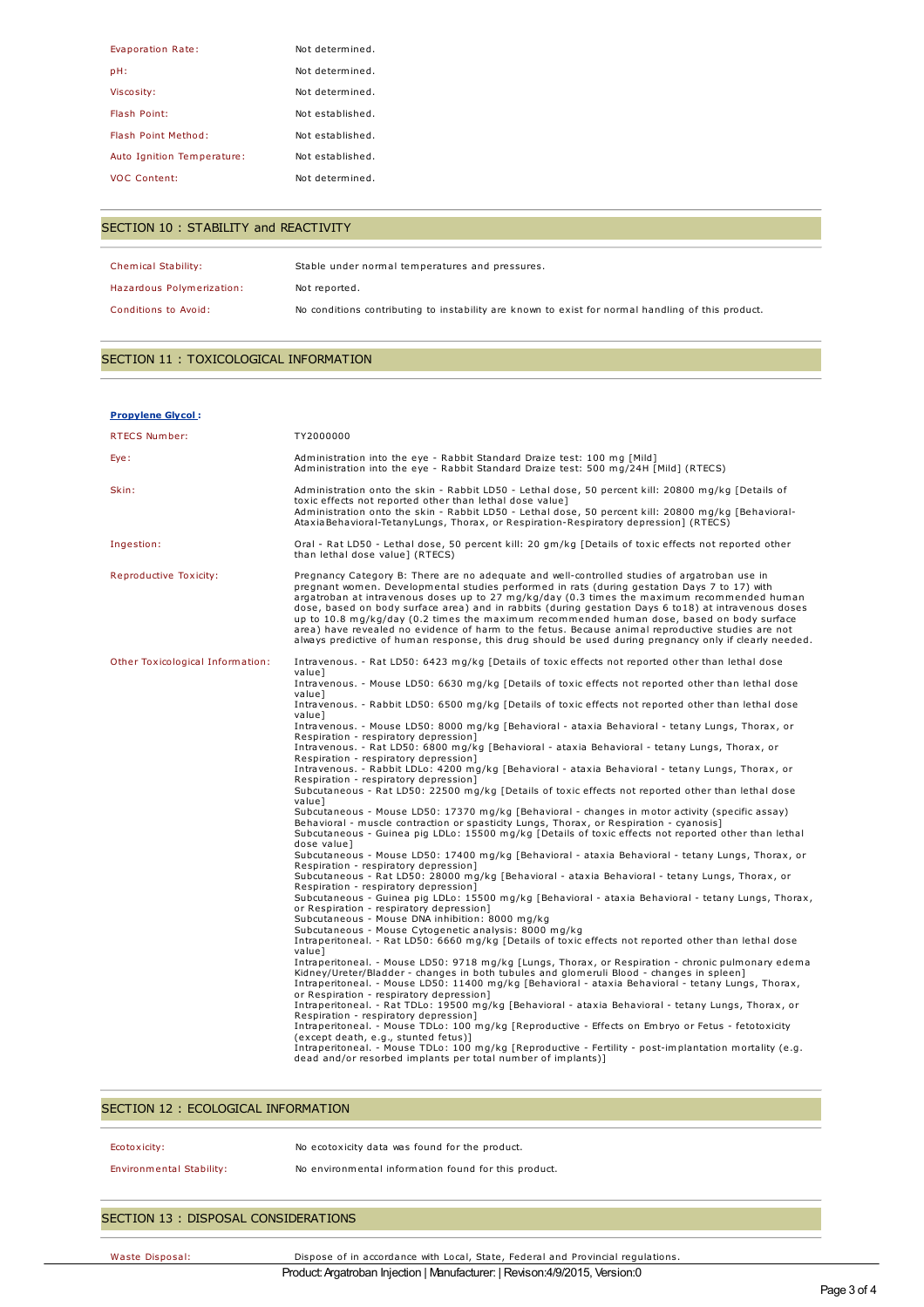| | |
|---|---|
| Evaporation Rate: | Not determined. |
| pH: | Not determined. |
| Viscosity: | Not determined. |
| Flash Point: | Not established. |
| Flash Point Method: | Not established. |
| Auto Ignition Temperature: | Not established. |
| VOC Content: | Not determined. |

## SECTION 10 : STABILITY and REACTIVITY

| | |
|---|---|
| Chemical Stability: | Stable under normal temperatures and pressures. |
| Hazardous Polymerization: | Not reported. |
| Conditions to Avoid: | No conditions contributing to instability are known to exist for normal handling of this product. |

## SECTION 11 : TOXICOLOGICAL INFORMATION

**Propylene Glycol :**

| | |
|---|---|
| RTECS Number: | TY2000000 |
| Eye: | Administration into the eye - Rabbit Standard Draize test: 100 mg [Mild]<br>Administration into the eye - Rabbit Standard Draize test: 500 mg/24H [Mild] (RTECS) |
| Skin: | Administration onto the skin - Rabbit LD50 - Lethal dose, 50 percent kill: 20800 mg/kg [Details of toxic effects not reported other than lethal dose value]<br>Administration onto the skin - Rabbit LD50 - Lethal dose, 50 percent kill: 20800 mg/kg [Behavioral-AtaxiaBehavioral-TetanyLungs, Thorax, or Respiration-Respiratory depression] (RTECS) |
| Ingestion: | Oral - Rat LD50 - Lethal dose, 50 percent kill: 20 gm/kg [Details of toxic effects not reported other than lethal dose value] (RTECS) |
| Reproductive Toxicity: | Pregnancy Category B: There are no adequate and well-controlled studies of argatroban use in pregnant women. Developmental studies performed in rats (during gestation Days 7 to 17) with argatroban at intravenous doses up to 27 mg/kg/day (0.3 times the maximum recommended human dose, based on body surface area) and in rabbits (during gestation Days 6 to18) at intravenous doses up to 10.8 mg/kg/day (0.2 times the maximum recommended human dose, based on body surface area) have revealed no evidence of harm to the fetus. Because animal reproductive studies are not always predictive of human response, this drug should be used during pregnancy only if clearly needed. |
| Other Toxicological Information: | Intravenous. - Rat LD50: 6423 mg/kg [Details of toxic effects not reported other than lethal dose value]<br>Intravenous. - Mouse LD50: 6630 mg/kg [Details of toxic effects not reported other than lethal dose value]<br>Intravenous. - Rabbit LD50: 6500 mg/kg [Details of toxic effects not reported other than lethal dose value]<br>Intravenous. - Mouse LD50: 8000 mg/kg [Behavioral - ataxia Behavioral - tetany Lungs, Thorax, or Respiration - respiratory depression]<br>Intravenous. - Rat LD50: 6800 mg/kg [Behavioral - ataxia Behavioral - tetany Lungs, Thorax, or Respiration - respiratory depression]<br>Intravenous. - Rabbit LDLo: 4200 mg/kg [Behavioral - ataxia Behavioral - tetany Lungs, Thorax, or Respiration - respiratory depression]<br>Subcutaneous - Rat LD50: 22500 mg/kg [Details of toxic effects not reported other than lethal dose value]<br>Subcutaneous - Mouse LD50: 17370 mg/kg [Behavioral - changes in motor activity (specific assay) Behavioral - muscle contraction or spasticity Lungs, Thorax, or Respiration - cyanosis]<br>Subcutaneous - Guinea pig LDLo: 15500 mg/kg [Details of toxic effects not reported other than lethal dose value]<br>Subcutaneous - Mouse LD50: 17400 mg/kg [Behavioral - ataxia Behavioral - tetany Lungs, Thorax, or Respiration - respiratory depression]<br>Subcutaneous - Rat LD50: 28000 mg/kg [Behavioral - ataxia Behavioral - tetany Lungs, Thorax, or Respiration - respiratory depression]<br>Subcutaneous - Guinea pig LDLo: 15500 mg/kg [Behavioral - ataxia Behavioral - tetany Lungs, Thorax, or Respiration - respiratory depression]<br>Subcutaneous - Mouse DNA inhibition: 8000 mg/kg<br>Subcutaneous - Mouse Cytogenetic analysis: 8000 mg/kg<br>Intraperitoneal. - Rat LD50: 6660 mg/kg [Details of toxic effects not reported other than lethal dose value]<br>Intraperitoneal. - Mouse LD50: 9718 mg/kg [Lungs, Thorax, or Respiration - chronic pulmonary edema Kidney/Ureter/Bladder - changes in both tubules and glomeruli Blood - changes in spleen]<br>Intraperitoneal. - Mouse LD50: 11400 mg/kg [Behavioral - ataxia Behavioral - tetany Lungs, Thorax, or Respiration - respiratory depression]<br>Intraperitoneal. - Rat TDLo: 19500 mg/kg [Behavioral - ataxia Behavioral - tetany Lungs, Thorax, or Respiration - respiratory depression]<br>Intraperitoneal. - Mouse TDLo: 100 mg/kg [Reproductive - Effects on Embryo or Fetus - fetotoxicity (except death, e.g., stunted fetus)]<br>Intraperitoneal. - Mouse TDLo: 100 mg/kg [Reproductive - Fertility - post-implantation mortality (e.g. dead and/or resorbed implants per total number of implants)] |

## SECTION 12 : ECOLOGICAL INFORMATION

| | |
|---|---|
| Ecotoxicity: | No ecotoxicity data was found for the product. |
| Environmental Stability: | No environmental information found for this product. |

## SECTION 13 : DISPOSAL CONSIDERATIONS

| | |
|---|---|
| Waste Disposal: | Dispose of in accordance with Local, State, Federal and Provincial regulations. |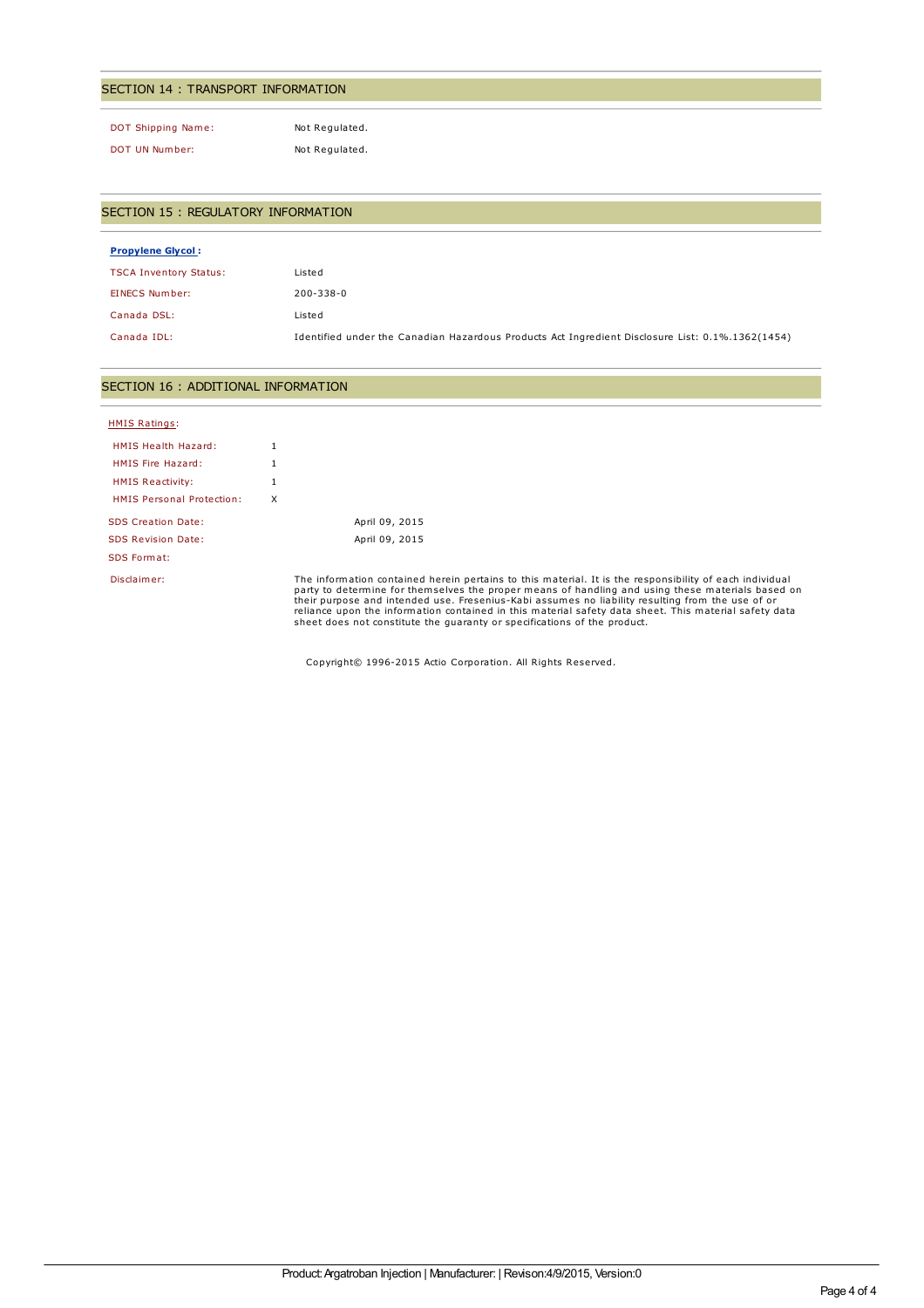## SECTION 14 : TRANSPORT INFORMATION

| | |
|---|---|
| DOT Shipping Name: | Not Regulated. |
| DOT UN Number: | Not Regulated. |

## SECTION 15 : REGULATORY INFORMATION

**Propylene Glycol :**

| | |
|---|---|
| TSCA Inventory Status: | Listed |
| EINECS Number: | 200-338-0 |
| Canada DSL: | Listed |
| Canada IDL: | Identified under the Canadian Hazardous Products Act Ingredient Disclosure List: 0.1%.1362(1454) |

## SECTION 16 : ADDITIONAL INFORMATION

HMIS Ratings:

| | |
|---|---|
| HMIS Health Hazard: | 1 |
| HMIS Fire Hazard: | 1 |
| HMIS Reactivity: | 1 |
| HMIS Personal Protection: | X |

| | |
|---|---|
| SDS Creation Date: | April 09, 2015 |
| SDS Revision Date: | April 09, 2015 |
| SDS Format: | |
| Disclaimer: | The information contained herein pertains to this material. It is the responsibility of each individual party to determine for themselves the proper means of handling and using these materials based on their purpose and intended use. Fresenius-Kabi assumes no liability resulting from the use of or reliance upon the information contained in this material safety data sheet. This material safety data sheet does not constitute the guaranty or specifications of the product. |

Copyright© 1996-2015 Actio Corporation. All Rights Reserved.

Product: Argatroban Injection | Manufacturer: | Revison:4/9/2015, Version:0